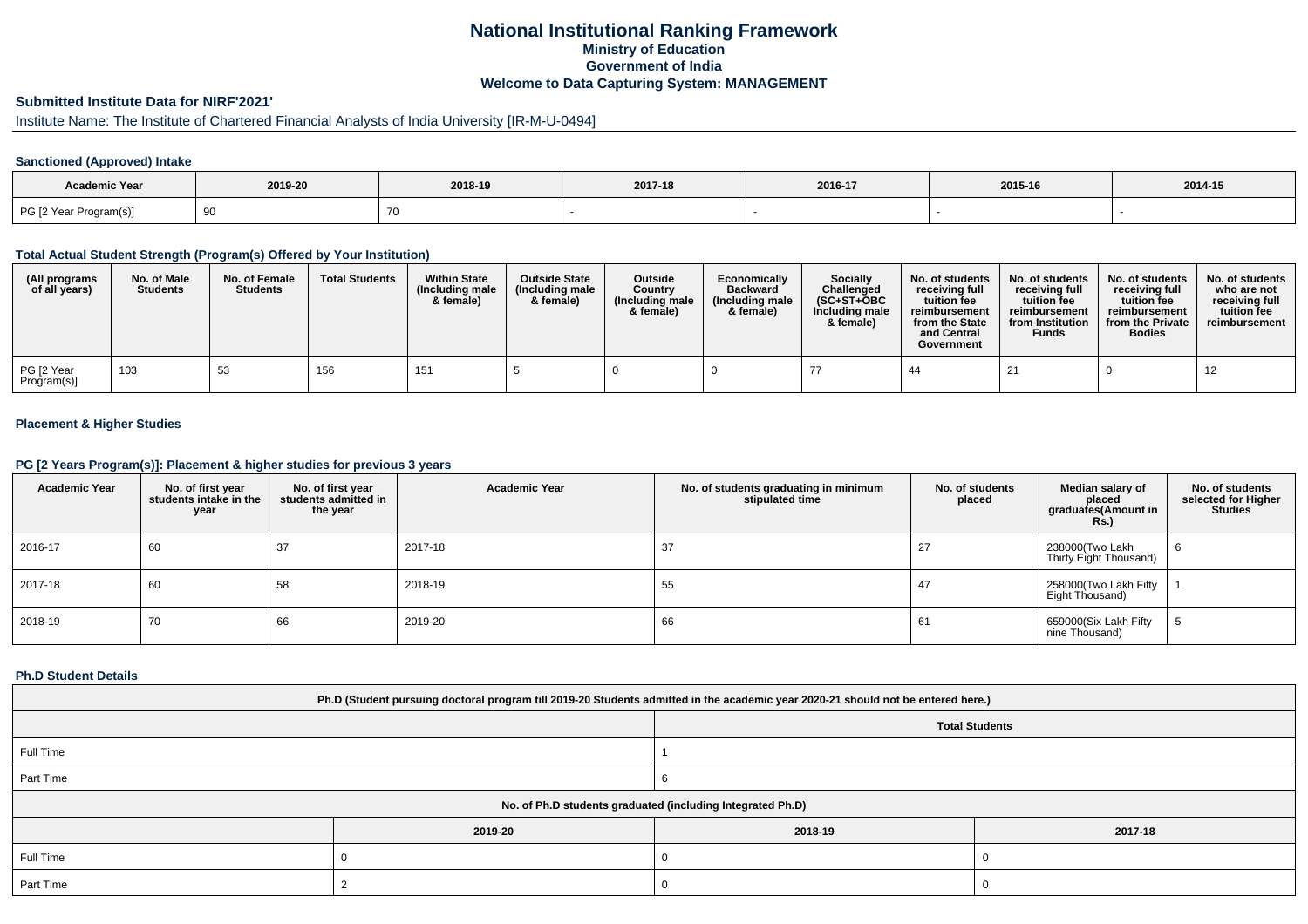# National Institutional Ranking Framework
## Ministry of Education
## Government of India
## Welcome to Data Capturing System: MANAGEMENT

### Submitted Institute Data for NIRF'2021'

Institute Name: The Institute of Chartered Financial Analysts of India University [IR-M-U-0494]

#### Sanctioned (Approved) Intake

| Academic Year | 2019-20 | 2018-19 | 2017-18 | 2016-17 | 2015-16 | 2014-15 |
|---|---|---|---|---|---|---|
| PG [2 Year Program(s)] | 90 | 70 | - | - | - | - |

#### Total Actual Student Strength (Program(s) Offered by Your Institution)

| (All programs of all years) | No. of Male Students | No. of Female Students | Total Students | Within State (Including male & female) | Outside State (Including male & female) | Outside Country (Including male & female) | Economically Backward (Including male & female) | Socially Challenged (SC+ST+OBC Including male & female) | No. of students receiving full tuition fee reimbursement from the State and Central Government | No. of students receiving full tuition fee reimbursement from Institution Funds | No. of students receiving full tuition fee reimbursement from the Private Bodies | No. of students who are not receiving full tuition fee reimbursement |
|---|---|---|---|---|---|---|---|---|---|---|---|---|
| PG [2 Year Program(s)] | 103 | 53 | 156 | 151 | 5 | 0 | 0 | 77 | 44 | 21 | 0 | 12 |

#### Placement & Higher Studies

#### PG [2 Years Program(s)]: Placement & higher studies for previous 3 years

| Academic Year | No. of first year students intake in the year | No. of first year students admitted in the year | Academic Year | No. of students graduating in minimum stipulated time | No. of students placed | Median salary of placed graduates(Amount in Rs.) | No. of students selected for Higher Studies |
|---|---|---|---|---|---|---|---|
| 2016-17 | 60 | 37 | 2017-18 | 37 | 27 | 238000(Two Lakh Thirty Eight Thousand) | 6 |
| 2017-18 | 60 | 58 | 2018-19 | 55 | 47 | 258000(Two Lakh Fifty Eight Thousand) | 1 |
| 2018-19 | 70 | 66 | 2019-20 | 66 | 61 | 659000(Six Lakh Fifty nine Thousand) | 5 |

#### Ph.D Student Details

| Ph.D (Student pursuing doctoral program till 2019-20 Students admitted in the academic year 2020-21 should not be entered here.) | |
|---|---|
| | Total Students |
| Full Time | 1 |
| Part Time | 6 |

| No. of Ph.D students graduated (including Integrated Ph.D) | | | |
|---|---|---|---|
| | 2019-20 | 2018-19 | 2017-18 |
| Full Time | 0 | 0 | 0 |
| Part Time | 2 | 0 | 0 |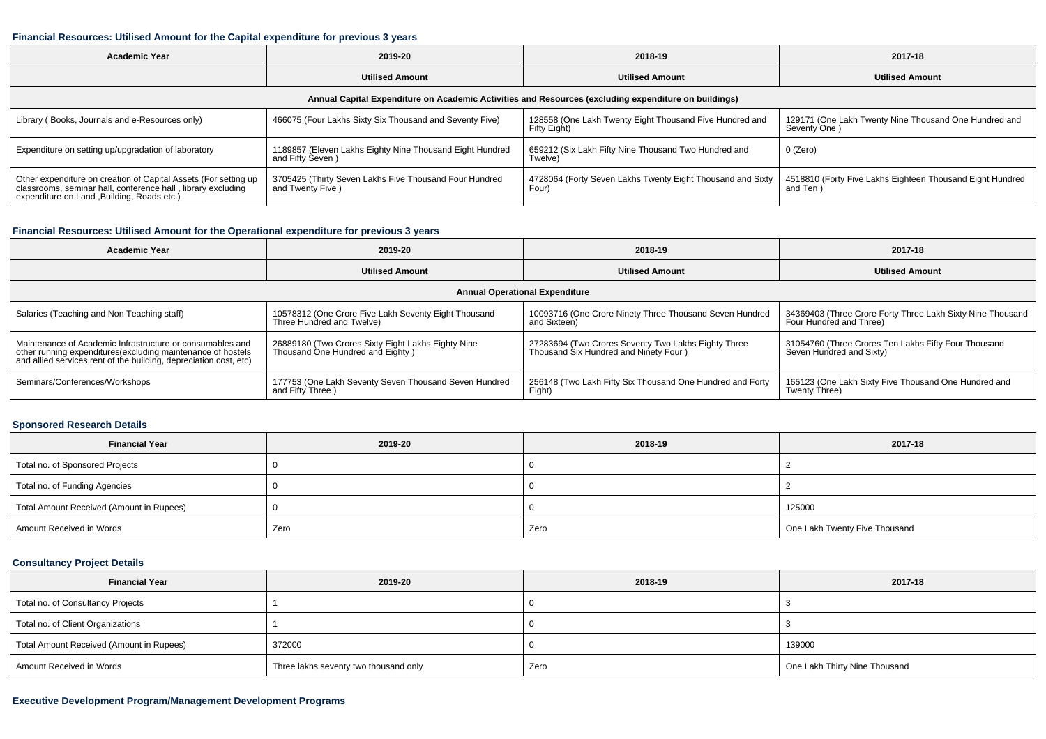### Financial Resources: Utilised Amount for the Capital expenditure for previous 3 years

| Academic Year | 2019-20 | 2018-19 | 2017-18 |
|---|---|---|---|
| | Utilised Amount | Utilised Amount | Utilised Amount |
| Annual Capital Expenditure on Academic Activities and Resources (excluding expenditure on buildings) | | | |
| Library ( Books, Journals and e-Resources only) | 466075 (Four Lakhs Sixty Six Thousand and Seventy Five) | 128558 (One Lakh Twenty Eight Thousand Five Hundred and Fifty Eight) | 129171 (One Lakh Twenty Nine Thousand One Hundred and Seventy One ) |
| Expenditure on setting up/upgradation of laboratory | 1189857 (Eleven Lakhs Eighty Nine Thousand Eight Hundred and Fifty Seven ) | 659212 (Six Lakh Fifty Nine Thousand Two Hundred and Twelve) | 0 (Zero) |
| Other expenditure on creation of Capital Assets (For setting up classrooms, seminar hall, conference hall , library excluding expenditure on Land ,Building, Roads etc.) | 3705425 (Thirty Seven Lakhs Five Thousand Four Hundred and Twenty Five ) | 4728064 (Forty Seven Lakhs Twenty Eight Thousand and Sixty Four) | 4518810 (Forty Five Lakhs Eighteen Thousand Eight Hundred and Ten ) |

### Financial Resources: Utilised Amount for the Operational expenditure for previous 3 years

| Academic Year | 2019-20 | 2018-19 | 2017-18 |
|---|---|---|---|
| | Utilised Amount | Utilised Amount | Utilised Amount |
| Annual Operational Expenditure | | | |
| Salaries (Teaching and Non Teaching staff) | 10578312 (One Crore Five Lakh Seventy Eight Thousand Three Hundred and Twelve) | 10093716 (One Crore Ninety Three Thousand Seven Hundred and Sixteen) | 34369403 (Three Crore Forty Three Lakh Sixty Nine Thousand Four Hundred and Three) |
| Maintenance of Academic Infrastructure or consumables and other running expenditures(excluding maintenance of hostels and allied services,rent of the building, depreciation cost, etc) | 26889180 (Two Crores Sixty Eight Lakhs Eighty Nine Thousand One Hundred and Eighty ) | 27283694 (Two Crores Seventy Two Lakhs Eighty Three Thousand Six Hundred and Ninety Four ) | 31054760 (Three Crores Ten Lakhs Fifty Four Thousand Seven Hundred and Sixty) |
| Seminars/Conferences/Workshops | 177753 (One Lakh Seventy Seven Thousand Seven Hundred and Fifty Three ) | 256148 (Two Lakh Fifty Six Thousand One Hundred and Forty Eight) | 165123 (One Lakh Sixty Five Thousand One Hundred and Twenty Three) |

### Sponsored Research Details

| Financial Year | 2019-20 | 2018-19 | 2017-18 |
|---|---|---|---|
| Total no. of Sponsored Projects | 0 | 0 | 2 |
| Total no. of Funding Agencies | 0 | 0 | 2 |
| Total Amount Received (Amount in Rupees) | 0 | 0 | 125000 |
| Amount Received in Words | Zero | Zero | One Lakh Twenty Five Thousand |

### Consultancy Project Details

| Financial Year | 2019-20 | 2018-19 | 2017-18 |
|---|---|---|---|
| Total no. of Consultancy Projects | 1 | 0 | 3 |
| Total no. of Client Organizations | 1 | 0 | 3 |
| Total Amount Received (Amount in Rupees) | 372000 | 0 | 139000 |
| Amount Received in Words | Three lakhs seventy two thousand only | Zero | One Lakh Thirty Nine Thousand |

### Executive Development Program/Management Development Programs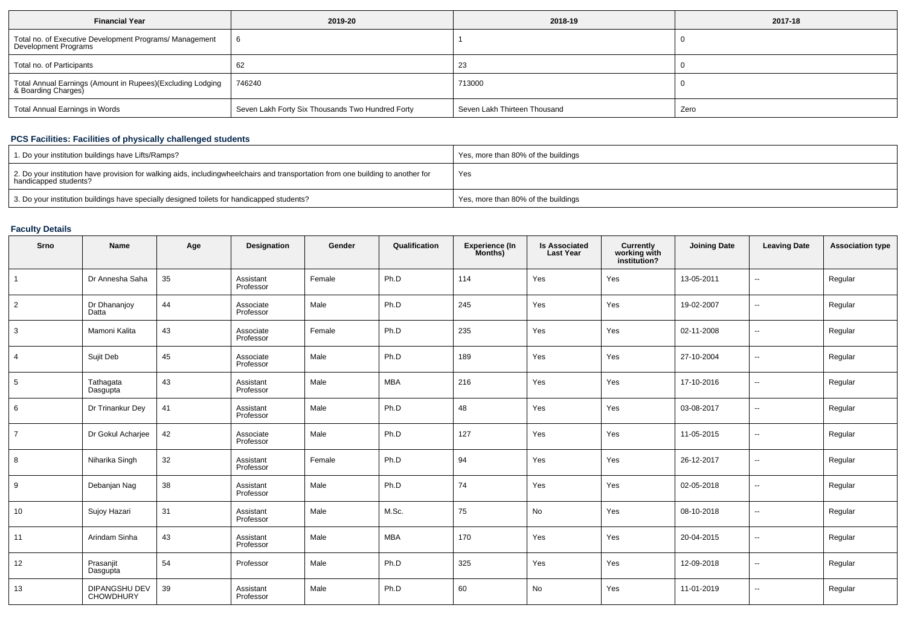| Financial Year | 2019-20 | 2018-19 | 2017-18 |
|---|---|---|---|
| Total no. of Executive Development Programs/ Management Development Programs | 6 | 1 | 0 |
| Total no. of Participants | 62 | 23 | 0 |
| Total Annual Earnings (Amount in Rupees)(Excluding Lodging & Boarding Charges) | 746240 | 713000 | 0 |
| Total Annual Earnings in Words | Seven Lakh Forty Six Thousands Two Hundred Forty | Seven Lakh Thirteen Thousand | Zero |

## PCS Facilities: Facilities of physically challenged students

| | |
|---|---|
| 1. Do your institution buildings have Lifts/Ramps? | Yes, more than 80% of the buildings |
| 2. Do your institution have provision for walking aids, includingwheelchairs and transportation from one building to another for handicapped students? | Yes |
| 3. Do your institution buildings have specially designed toilets for handicapped students? | Yes, more than 80% of the buildings |

## Faculty Details

| Srno | Name | Age | Designation | Gender | Qualification | Experience (In Months) | Is Associated Last Year | Currently working with institution? | Joining Date | Leaving Date | Association type |
|---|---|---|---|---|---|---|---|---|---|---|---|
| 1 | Dr Annesha Saha | 35 | Assistant Professor | Female | Ph.D | 114 | Yes | Yes | 13-05-2011 | -- | Regular |
| 2 | Dr Dhananjoy Datta | 44 | Associate Professor | Male | Ph.D | 245 | Yes | Yes | 19-02-2007 | -- | Regular |
| 3 | Mamoni Kalita | 43 | Associate Professor | Female | Ph.D | 235 | Yes | Yes | 02-11-2008 | -- | Regular |
| 4 | Sujit Deb | 45 | Associate Professor | Male | Ph.D | 189 | Yes | Yes | 27-10-2004 | -- | Regular |
| 5 | Tathagata Dasgupta | 43 | Assistant Professor | Male | MBA | 216 | Yes | Yes | 17-10-2016 | -- | Regular |
| 6 | Dr Trinankur Dey | 41 | Assistant Professor | Male | Ph.D | 48 | Yes | Yes | 03-08-2017 | -- | Regular |
| 7 | Dr Gokul Acharjee | 42 | Associate Professor | Male | Ph.D | 127 | Yes | Yes | 11-05-2015 | -- | Regular |
| 8 | Niharika Singh | 32 | Assistant Professor | Female | Ph.D | 94 | Yes | Yes | 26-12-2017 | -- | Regular |
| 9 | Debanjan Nag | 38 | Assistant Professor | Male | Ph.D | 74 | Yes | Yes | 02-05-2018 | -- | Regular |
| 10 | Sujoy Hazari | 31 | Assistant Professor | Male | M.Sc. | 75 | No | Yes | 08-10-2018 | -- | Regular |
| 11 | Arindam Sinha | 43 | Assistant Professor | Male | MBA | 170 | Yes | Yes | 20-04-2015 | -- | Regular |
| 12 | Prasanjit Dasgupta | 54 | Professor | Male | Ph.D | 325 | Yes | Yes | 12-09-2018 | -- | Regular |
| 13 | DIPANGSHU DEV CHOWDHURY | 39 | Assistant Professor | Male | Ph.D | 60 | No | Yes | 11-01-2019 | -- | Regular |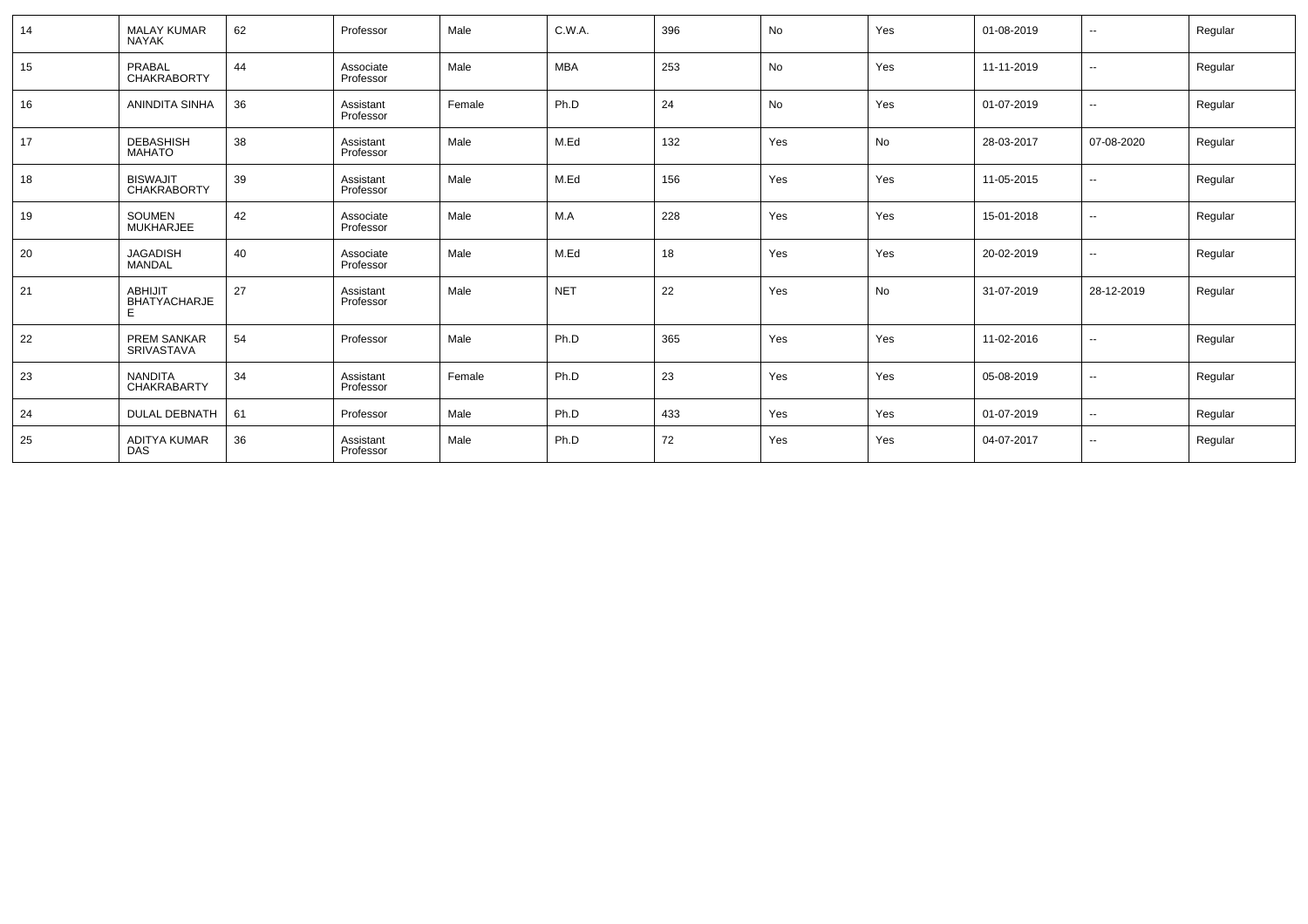| | | | | | | | | | | | |
|---|---|---|---|---|---|---|---|---|---|---|---|
| 14 | MALAY KUMAR NAYAK | 62 | Professor | Male | C.W.A. | 396 | No | Yes | 01-08-2019 | -- | Regular |
| 15 | PRABAL CHAKRABORTY | 44 | Associate Professor | Male | MBA | 253 | No | Yes | 11-11-2019 | -- | Regular |
| 16 | ANINDITA SINHA | 36 | Assistant Professor | Female | Ph.D | 24 | No | Yes | 01-07-2019 | -- | Regular |
| 17 | DEBASHISH MAHATO | 38 | Assistant Professor | Male | M.Ed | 132 | Yes | No | 28-03-2017 | 07-08-2020 | Regular |
| 18 | BISWAJIT CHAKRABORTY | 39 | Assistant Professor | Male | M.Ed | 156 | Yes | Yes | 11-05-2015 | -- | Regular |
| 19 | SOUMEN MUKHARJEE | 42 | Associate Professor | Male | M.A | 228 | Yes | Yes | 15-01-2018 | -- | Regular |
| 20 | JAGADISH MANDAL | 40 | Associate Professor | Male | M.Ed | 18 | Yes | Yes | 20-02-2019 | -- | Regular |
| 21 | ABHIJIT BHATYACHARJEE | 27 | Assistant Professor | Male | NET | 22 | Yes | No | 31-07-2019 | 28-12-2019 | Regular |
| 22 | PREM SANKAR SRIVASTAVA | 54 | Professor | Male | Ph.D | 365 | Yes | Yes | 11-02-2016 | -- | Regular |
| 23 | NANDITA CHAKRABARTY | 34 | Assistant Professor | Female | Ph.D | 23 | Yes | Yes | 05-08-2019 | -- | Regular |
| 24 | DULAL DEBNATH | 61 | Professor | Male | Ph.D | 433 | Yes | Yes | 01-07-2019 | -- | Regular |
| 25 | ADITYA KUMAR DAS | 36 | Assistant Professor | Male | Ph.D | 72 | Yes | Yes | 04-07-2017 | -- | Regular |